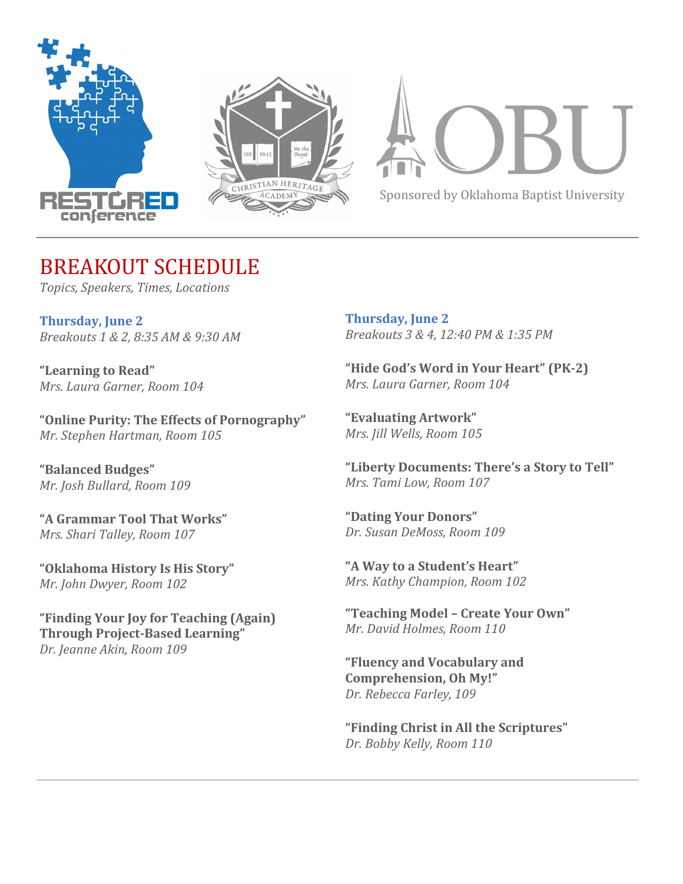RESTORED conference

Sponsored by Oklahoma Baptist University

# BREAKOUT SCHEDULE

*Topics, Speakers, Times, Locations*

## Thursday, June 2

*Breakouts 1 & 2, 8:35 AM & 9:30 AM*

**"Learning to Read"**
*Mrs. Laura Garner, Room 104*

**"Online Purity: The Effects of Pornography"**
*Mr. Stephen Hartman, Room 105*

**"Balanced Budges"**
*Mr. Josh Bullard, Room 109*

**"A Grammar Tool That Works"**
*Mrs. Shari Talley, Room 107*

**"Oklahoma History Is His Story"**
*Mr. John Dwyer, Room 102*

**"Finding Your Joy for Teaching (Again) Through Project-Based Learning"**
*Dr. Jeanne Akin, Room 109*

## Thursday, June 2

*Breakouts 3 & 4, 12:40 PM & 1:35 PM*

**"Hide God's Word in Your Heart" (PK-2)**
*Mrs. Laura Garner, Room 104*

**"Evaluating Artwork"**
*Mrs. Jill Wells, Room 105*

**"Liberty Documents: There's a Story to Tell"**
*Mrs. Tami Low, Room 107*

**"Dating Your Donors"**
*Dr. Susan DeMoss, Room 109*

**"A Way to a Student's Heart"**
*Mrs. Kathy Champion, Room 102*

**"Teaching Model – Create Your Own"**
*Mr. David Holmes, Room 110*

**"Fluency and Vocabulary and Comprehension, Oh My!"**
*Dr. Rebecca Farley, 109*

**"Finding Christ in All the Scriptures"**
*Dr. Bobby Kelly, Room 110*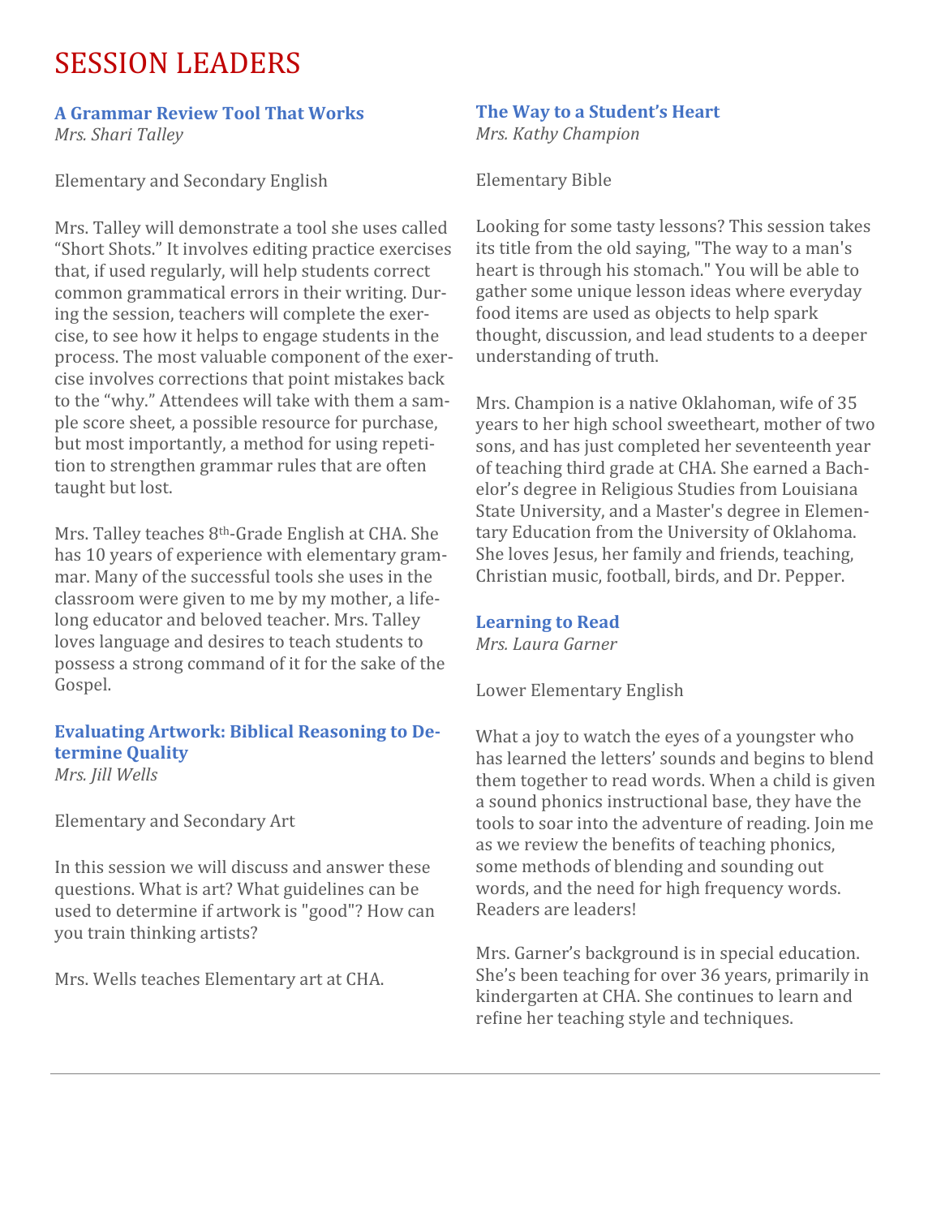# SESSION LEADERS

### A Grammar Review Tool That Works

*Mrs. Shari Talley*

Elementary and Secondary English

Mrs. Talley will demonstrate a tool she uses called "Short Shots." It involves editing practice exercises that, if used regularly, will help students correct common grammatical errors in their writing. During the session, teachers will complete the exercise, to see how it helps to engage students in the process. The most valuable component of the exercise involves corrections that point mistakes back to the "why." Attendees will take with them a sample score sheet, a possible resource for purchase, but most importantly, a method for using repetition to strengthen grammar rules that are often taught but lost.

Mrs. Talley teaches 8th-Grade English at CHA. She has 10 years of experience with elementary grammar. Many of the successful tools she uses in the classroom were given to me by my mother, a lifelong educator and beloved teacher. Mrs. Talley loves language and desires to teach students to possess a strong command of it for the sake of the Gospel.

### Evaluating Artwork: Biblical Reasoning to Determine Quality

*Mrs. Jill Wells*

Elementary and Secondary Art

In this session we will discuss and answer these questions. What is art? What guidelines can be used to determine if artwork is "good"? How can you train thinking artists?

Mrs. Wells teaches Elementary art at CHA.

### The Way to a Student's Heart

*Mrs. Kathy Champion*

Elementary Bible

Looking for some tasty lessons? This session takes its title from the old saying, "The way to a man's heart is through his stomach." You will be able to gather some unique lesson ideas where everyday food items are used as objects to help spark thought, discussion, and lead students to a deeper understanding of truth.

Mrs. Champion is a native Oklahoman, wife of 35 years to her high school sweetheart, mother of two sons, and has just completed her seventeenth year of teaching third grade at CHA. She earned a Bachelor's degree in Religious Studies from Louisiana State University, and a Master's degree in Elementary Education from the University of Oklahoma. She loves Jesus, her family and friends, teaching, Christian music, football, birds, and Dr. Pepper.

### Learning to Read

*Mrs. Laura Garner*

Lower Elementary English

What a joy to watch the eyes of a youngster who has learned the letters' sounds and begins to blend them together to read words. When a child is given a sound phonics instructional base, they have the tools to soar into the adventure of reading. Join me as we review the benefits of teaching phonics, some methods of blending and sounding out words, and the need for high frequency words. Readers are leaders!

Mrs. Garner's background is in special education. She's been teaching for over 36 years, primarily in kindergarten at CHA. She continues to learn and refine her teaching style and techniques.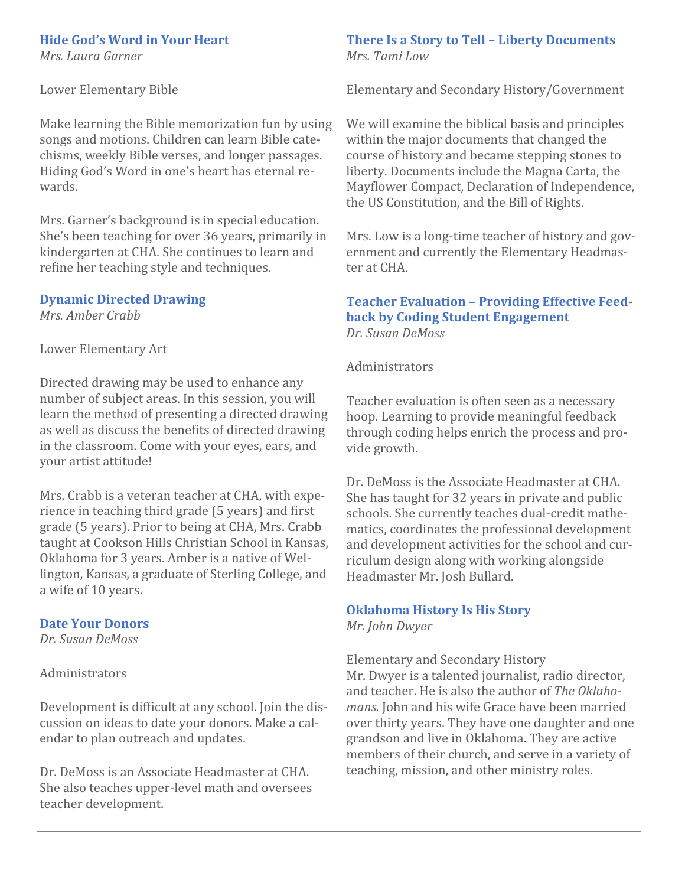### Hide God's Word in Your Heart

*Mrs. Laura Garner*

Lower Elementary Bible

Make learning the Bible memorization fun by using songs and motions. Children can learn Bible catechisms, weekly Bible verses, and longer passages. Hiding God's Word in one's heart has eternal rewards.

Mrs. Garner's background is in special education. She's been teaching for over 36 years, primarily in kindergarten at CHA. She continues to learn and refine her teaching style and techniques.

### Dynamic Directed Drawing

*Mrs. Amber Crabb*

Lower Elementary Art

Directed drawing may be used to enhance any number of subject areas. In this session, you will learn the method of presenting a directed drawing as well as discuss the benefits of directed drawing in the classroom. Come with your eyes, ears, and your artist attitude!

Mrs. Crabb is a veteran teacher at CHA, with experience in teaching third grade (5 years) and first grade (5 years). Prior to being at CHA, Mrs. Crabb taught at Cookson Hills Christian School in Kansas, Oklahoma for 3 years. Amber is a native of Wellington, Kansas, a graduate of Sterling College, and a wife of 10 years.

### Date Your Donors

*Dr. Susan DeMoss*

Administrators

Development is difficult at any school. Join the discussion on ideas to date your donors. Make a calendar to plan outreach and updates.

Dr. DeMoss is an Associate Headmaster at CHA. She also teaches upper-level math and oversees teacher development.

### There Is a Story to Tell – Liberty Documents

*Mrs. Tami Low*

Elementary and Secondary History/Government

We will examine the biblical basis and principles within the major documents that changed the course of history and became stepping stones to liberty. Documents include the Magna Carta, the Mayflower Compact, Declaration of Independence, the US Constitution, and the Bill of Rights.

Mrs. Low is a long-time teacher of history and government and currently the Elementary Headmaster at CHA.

### Teacher Evaluation – Providing Effective Feedback by Coding Student Engagement

*Dr. Susan DeMoss*

Administrators

Teacher evaluation is often seen as a necessary hoop. Learning to provide meaningful feedback through coding helps enrich the process and provide growth.

Dr. DeMoss is the Associate Headmaster at CHA. She has taught for 32 years in private and public schools. She currently teaches dual-credit mathematics, coordinates the professional development and development activities for the school and curriculum design along with working alongside Headmaster Mr. Josh Bullard.

### Oklahoma History Is His Story

*Mr. John Dwyer*

Elementary and Secondary History

Mr. Dwyer is a talented journalist, radio director, and teacher. He is also the author of *The Oklahomans.* John and his wife Grace have been married over thirty years. They have one daughter and one grandson and live in Oklahoma. They are active members of their church, and serve in a variety of teaching, mission, and other ministry roles.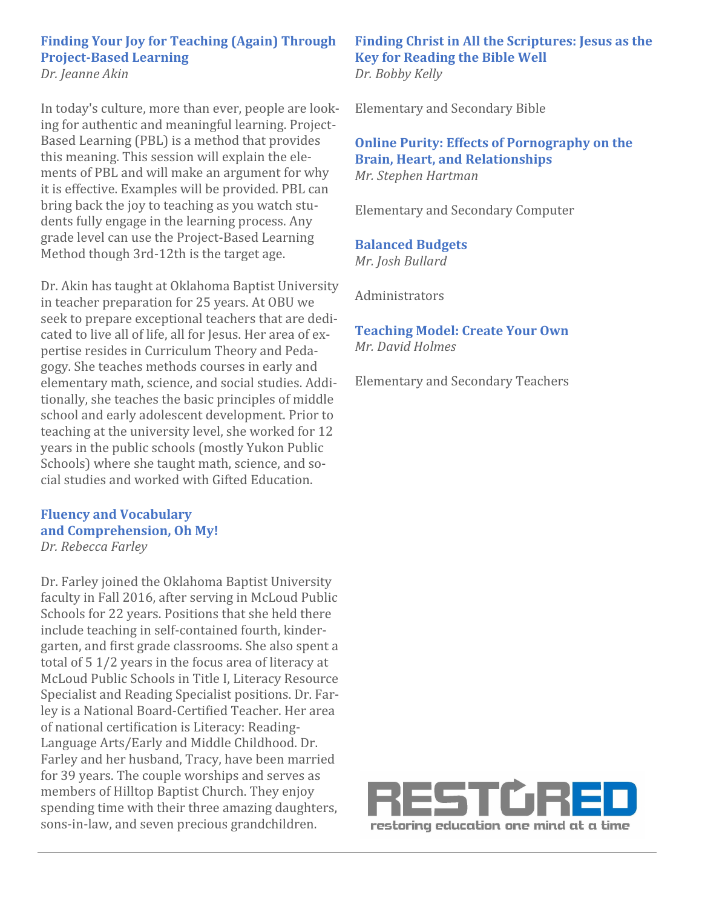### Finding Your Joy for Teaching (Again) Through Project-Based Learning

*Dr. Jeanne Akin*

In today's culture, more than ever, people are looking for authentic and meaningful learning. Project-Based Learning (PBL) is a method that provides this meaning. This session will explain the elements of PBL and will make an argument for why it is effective. Examples will be provided. PBL can bring back the joy to teaching as you watch students fully engage in the learning process. Any grade level can use the Project-Based Learning Method though 3rd-12th is the target age.

Dr. Akin has taught at Oklahoma Baptist University in teacher preparation for 25 years. At OBU we seek to prepare exceptional teachers that are dedicated to live all of life, all for Jesus. Her area of expertise resides in Curriculum Theory and Pedagogy. She teaches methods courses in early and elementary math, science, and social studies. Additionally, she teaches the basic principles of middle school and early adolescent development. Prior to teaching at the university level, she worked for 12 years in the public schools (mostly Yukon Public Schools) where she taught math, science, and social studies and worked with Gifted Education.

### Fluency and Vocabulary and Comprehension, Oh My!

*Dr. Rebecca Farley*

Dr. Farley joined the Oklahoma Baptist University faculty in Fall 2016, after serving in McLoud Public Schools for 22 years. Positions that she held there include teaching in self-contained fourth, kindergarten, and first grade classrooms. She also spent a total of 5 1/2 years in the focus area of literacy at McLoud Public Schools in Title I, Literacy Resource Specialist and Reading Specialist positions. Dr. Farley is a National Board-Certified Teacher. Her area of national certification is Literacy: Reading-Language Arts/Early and Middle Childhood. Dr. Farley and her husband, Tracy, have been married for 39 years. The couple worships and serves as members of Hilltop Baptist Church. They enjoy spending time with their three amazing daughters, sons-in-law, and seven precious grandchildren.

### Finding Christ in All the Scriptures: Jesus as the Key for Reading the Bible Well

*Dr. Bobby Kelly*

Elementary and Secondary Bible

### Online Purity: Effects of Pornography on the Brain, Heart, and Relationships

*Mr. Stephen Hartman*

Elementary and Secondary Computer

### Balanced Budgets

*Mr. Josh Bullard*

Administrators

### Teaching Model: Create Your Own

*Mr. David Holmes*

Elementary and Secondary Teachers

RESTORED
restoring education one mind at a time